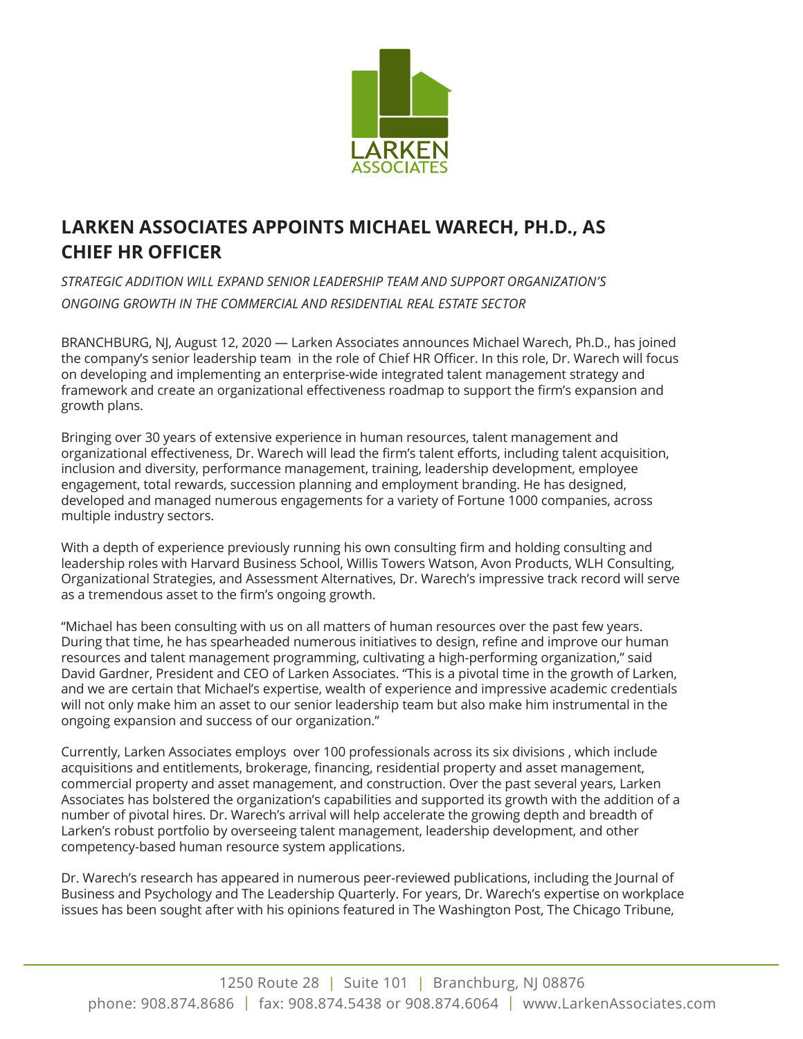LARKEN ASSOCIATES

# LARKEN ASSOCIATES APPOINTS MICHAEL WARECH, PH.D., AS CHIEF HR OFFICER

*STRATEGIC ADDITION WILL EXPAND SENIOR LEADERSHIP TEAM AND SUPPORT ORGANIZATION'S ONGOING GROWTH IN THE COMMERCIAL AND RESIDENTIAL REAL ESTATE SECTOR*

BRANCHBURG, NJ, August 12, 2020 — Larken Associates announces Michael Warech, Ph.D., has joined the company's senior leadership team in the role of Chief HR Officer. In this role, Dr. Warech will focus on developing and implementing an enterprise-wide integrated talent management strategy and framework and create an organizational effectiveness roadmap to support the firm's expansion and growth plans.

Bringing over 30 years of extensive experience in human resources, talent management and organizational effectiveness, Dr. Warech will lead the firm's talent efforts, including talent acquisition, inclusion and diversity, performance management, training, leadership development, employee engagement, total rewards, succession planning and employment branding. He has designed, developed and managed numerous engagements for a variety of Fortune 1000 companies, across multiple industry sectors.

With a depth of experience previously running his own consulting firm and holding consulting and leadership roles with Harvard Business School, Willis Towers Watson, Avon Products, WLH Consulting, Organizational Strategies, and Assessment Alternatives, Dr. Warech's impressive track record will serve as a tremendous asset to the firm's ongoing growth.

"Michael has been consulting with us on all matters of human resources over the past few years. During that time, he has spearheaded numerous initiatives to design, refine and improve our human resources and talent management programming, cultivating a high-performing organization," said David Gardner, President and CEO of Larken Associates. "This is a pivotal time in the growth of Larken, and we are certain that Michael's expertise, wealth of experience and impressive academic credentials will not only make him an asset to our senior leadership team but also make him instrumental in the ongoing expansion and success of our organization."

Currently, Larken Associates employs over 100 professionals across its six divisions , which include acquisitions and entitlements, brokerage, financing, residential property and asset management, commercial property and asset management, and construction. Over the past several years, Larken Associates has bolstered the organization's capabilities and supported its growth with the addition of a number of pivotal hires. Dr. Warech's arrival will help accelerate the growing depth and breadth of Larken's robust portfolio by overseeing talent management, leadership development, and other competency-based human resource system applications.

Dr. Warech's research has appeared in numerous peer-reviewed publications, including the Journal of Business and Psychology and The Leadership Quarterly. For years, Dr. Warech's expertise on workplace issues has been sought after with his opinions featured in The Washington Post, The Chicago Tribune,

1250 Route 28 | Suite 101 | Branchburg, NJ 08876
phone: 908.874.8686 | fax: 908.874.5438 or 908.874.6064 | www.LarkenAssociates.com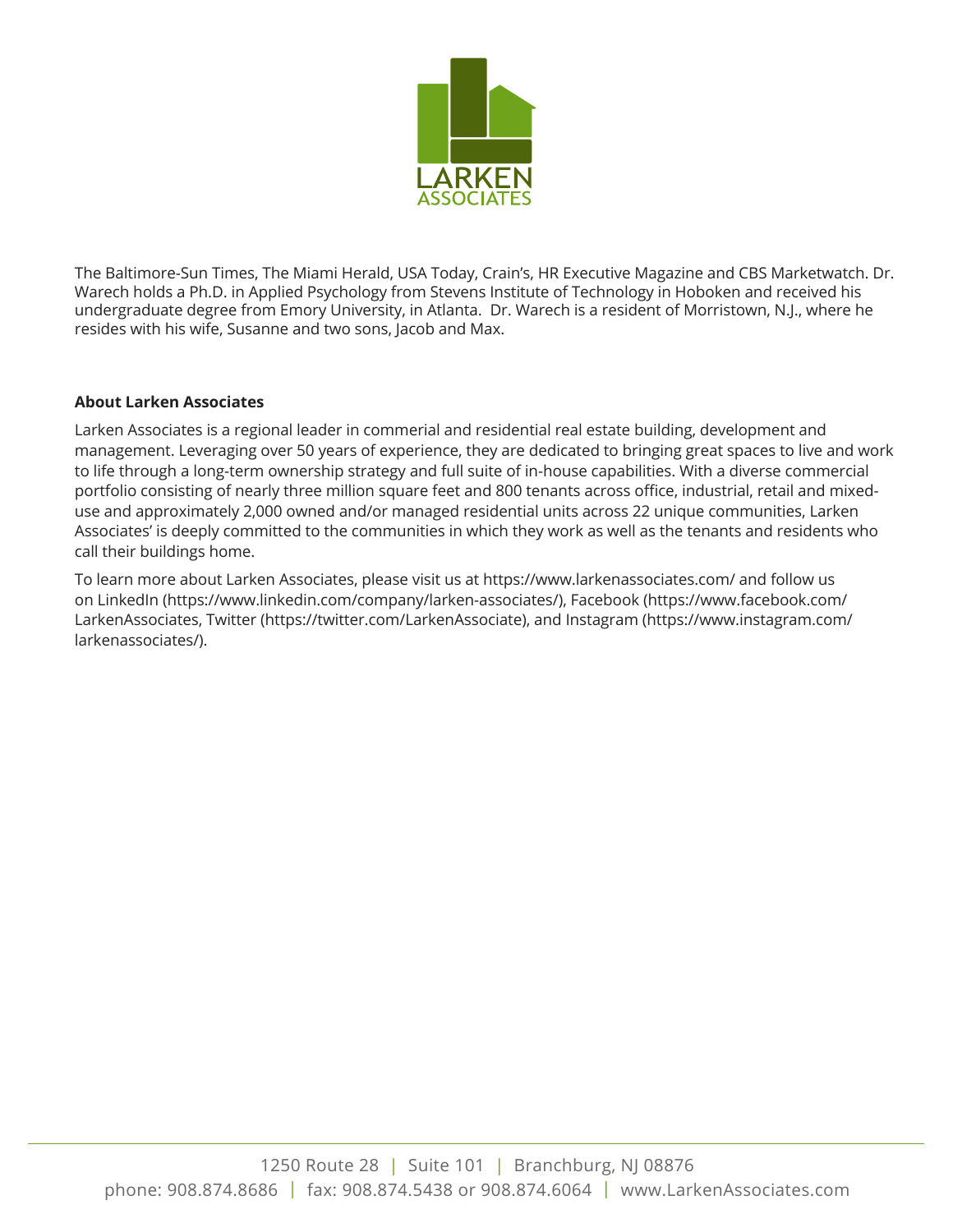The Baltimore-Sun Times, The Miami Herald, USA Today, Crain's, HR Executive Magazine and CBS Marketwatch. Dr. Warech holds a Ph.D. in Applied Psychology from Stevens Institute of Technology in Hoboken and received his undergraduate degree from Emory University, in Atlanta. Dr. Warech is a resident of Morristown, N.J., where he resides with his wife, Susanne and two sons, Jacob and Max.

**About Larken Associates**

Larken Associates is a regional leader in commerial and residential real estate building, development and management. Leveraging over 50 years of experience, they are dedicated to bringing great spaces to live and work to life through a long-term ownership strategy and full suite of in-house capabilities. With a diverse commercial portfolio consisting of nearly three million square feet and 800 tenants across office, industrial, retail and mixed-use and approximately 2,000 owned and/or managed residential units across 22 unique communities, Larken Associates' is deeply committed to the communities in which they work as well as the tenants and residents who call their buildings home.

To learn more about Larken Associates, please visit us at https://www.larkenassociates.com/ and follow us on LinkedIn (https://www.linkedin.com/company/larken-associates/), Facebook (https://www.facebook.com/LarkenAssociates, Twitter (https://twitter.com/LarkenAssociate), and Instagram (https://www.instagram.com/larkenassociates/).

1250 Route 28 | Suite 101 | Branchburg, NJ 08876
phone: 908.874.8686 | fax: 908.874.5438 or 908.874.6064 | www.LarkenAssociates.com